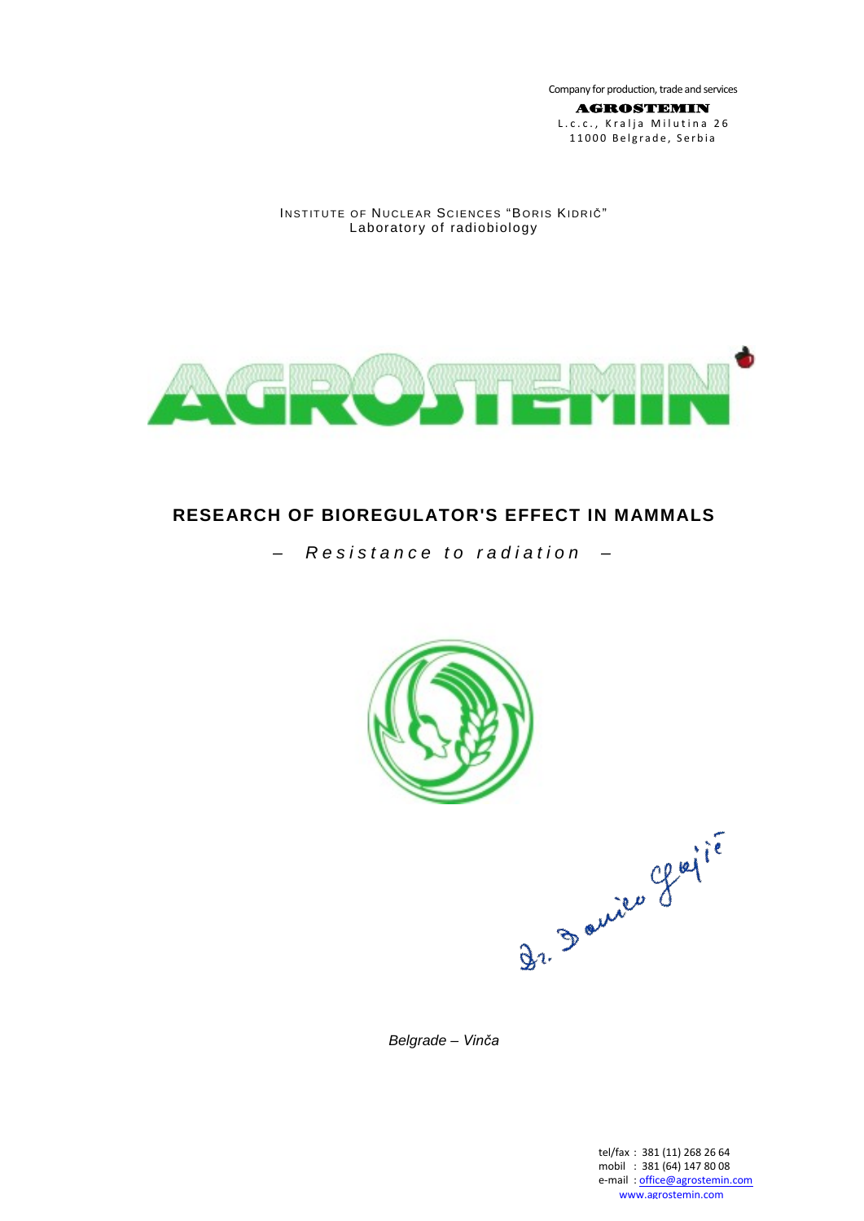Company for production, trade and services

**AGROSTEMIN**
L.c.c., Kralja Milutina 26
11000 Belgrade, Serbia

INSTITUTE OF NUCLEAR SCIENCES "BORIS KIDRIČ"
Laboratory of radiobiology

AGROSTEMIN

# RESEARCH OF BIOREGULATOR'S EFFECT IN MAMMALS

*– Resistance to radiation –*

*Belgrade – Vinča*

tel/fax : 381 (11) 268 26 64
mobil : 381 (64) 147 80 08
e-mail : office@agrostemin.com
www.agrostemin.com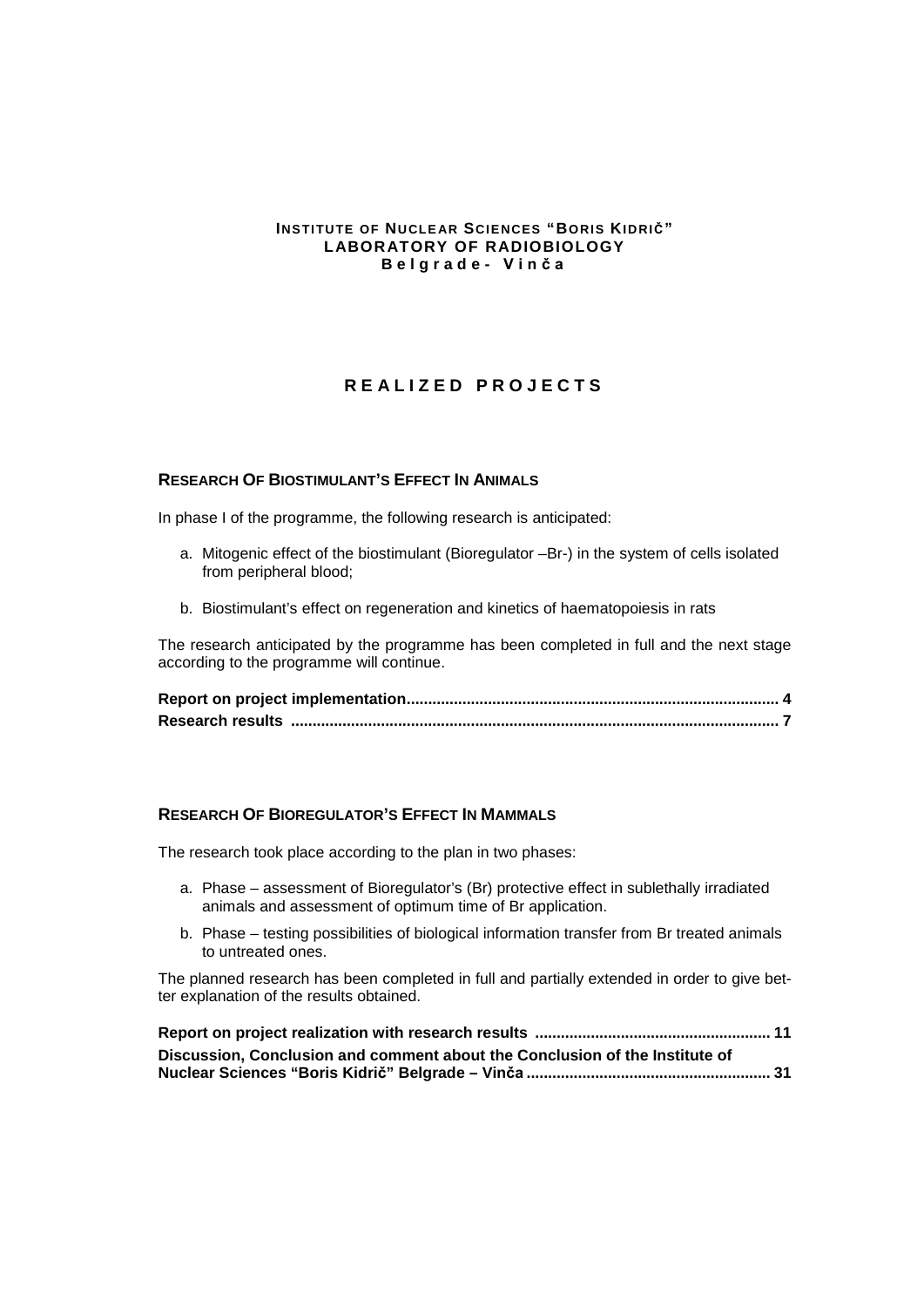**INSTITUTE OF NUCLEAR SCIENCES "BORIS KIDRIČ"**
**LABORATORY OF RADIOBIOLOGY**
**Belgrade - Vinča**

# REALIZED PROJECTS

## RESEARCH OF BIOSTIMULANT'S EFFECT IN ANIMALS

In phase I of the programme, the following research is anticipated:

a. Mitogenic effect of the biostimulant (Bioregulator –Br-) in the system of cells isolated from peripheral blood;

b. Biostimulant's effect on regeneration and kinetics of haematopoiesis in rats

The research anticipated by the programme has been completed in full and the next stage according to the programme will continue.

**Report on project implementation...................................................................................... 4**
**Research results ................................................................................................................. 7**

## RESEARCH OF BIOREGULATOR'S EFFECT IN MAMMALS

The research took place according to the plan in two phases:

a. Phase – assessment of Bioregulator's (Br) protective effect in sublethally irradiated animals and assessment of optimum time of Br application.

b. Phase – testing possibilities of biological information transfer from Br treated animals to untreated ones.

The planned research has been completed in full and partially extended in order to give better explanation of the results obtained.

**Report on project realization with research results ....................................................... 11**
**Discussion, Conclusion and comment about the Conclusion of the Institute of Nuclear Sciences "Boris Kidrič" Belgrade – Vinča ......................................................... 31**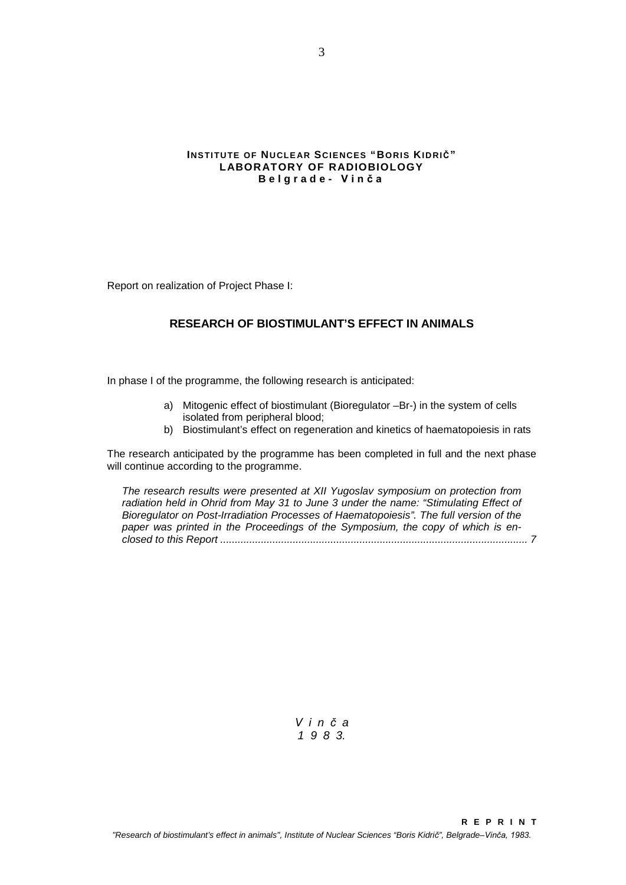**INSTITUTE OF NUCLEAR SCIENCES "BORIS KIDRIČ"**
**LABORATORY OF RADIOBIOLOGY**
**Belgrade - Vinča**

Report on realization of Project Phase I:

## RESEARCH OF BIOSTIMULANT'S EFFECT IN ANIMALS

In phase I of the programme, the following research is anticipated:

a) Mitogenic effect of biostimulant (Bioregulator –Br-) in the system of cells isolated from peripheral blood;
b) Biostimulant's effect on regeneration and kinetics of haematopoiesis in rats

The research anticipated by the programme has been completed in full and the next phase will continue according to the programme.

*The research results were presented at XII Yugoslav symposium on protection from radiation held in Ohrid from May 31 to June 3 under the name: "Stimulating Effect of Bioregulator on Post-Irradiation Processes of Haematopoiesis". The full version of the paper was printed in the Proceedings of the Symposium, the copy of which is enclosed to this Report .......................................................................................................... 7*

*Vinča*
*1983.*

**REPRINT**

*"Research of biostimulant's effect in animals", Institute of Nuclear Sciences "Boris Kidrič", Belgrade–Vinča, 1983.*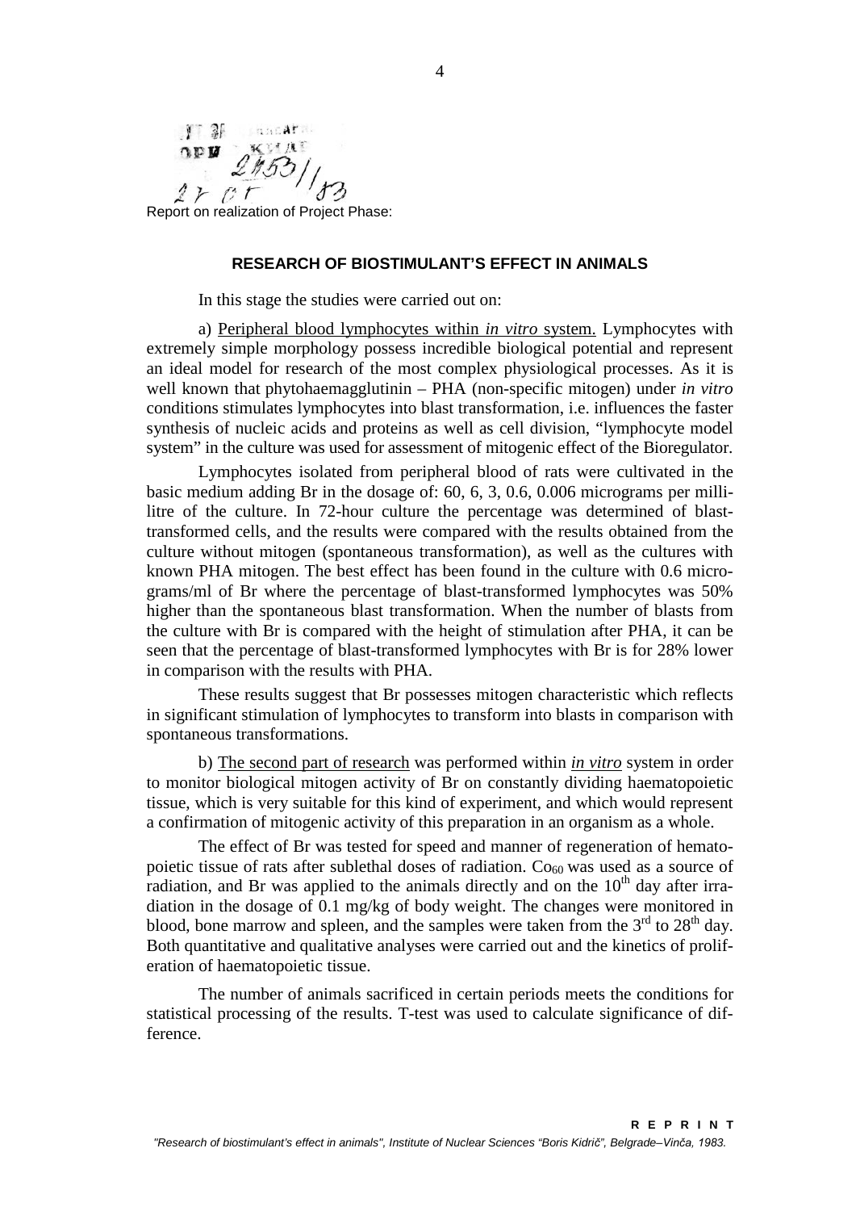Report on realization of Project Phase:

## RESEARCH OF BIOSTIMULANT'S EFFECT IN ANIMALS

In this stage the studies were carried out on:

a) Peripheral blood lymphocytes within *in vitro* system. Lymphocytes with extremely simple morphology possess incredible biological potential and represent an ideal model for research of the most complex physiological processes. As it is well known that phytohaemagglutinin – PHA (non-specific mitogen) under *in vitro* conditions stimulates lymphocytes into blast transformation, i.e. influences the faster synthesis of nucleic acids and proteins as well as cell division, "lymphocyte model system" in the culture was used for assessment of mitogenic effect of the Bioregulator.

Lymphocytes isolated from peripheral blood of rats were cultivated in the basic medium adding Br in the dosage of: 60, 6, 3, 0.6, 0.006 micrograms per millilitre of the culture. In 72-hour culture the percentage was determined of blast-transformed cells, and the results were compared with the results obtained from the culture without mitogen (spontaneous transformation), as well as the cultures with known PHA mitogen. The best effect has been found in the culture with 0.6 micrograms/ml of Br where the percentage of blast-transformed lymphocytes was 50% higher than the spontaneous blast transformation. When the number of blasts from the culture with Br is compared with the height of stimulation after PHA, it can be seen that the percentage of blast-transformed lymphocytes with Br is for 28% lower in comparison with the results with PHA.

These results suggest that Br possesses mitogen characteristic which reflects in significant stimulation of lymphocytes to transform into blasts in comparison with spontaneous transformations.

b) The second part of research was performed within *in vitro* system in order to monitor biological mitogen activity of Br on constantly dividing haematopoietic tissue, which is very suitable for this kind of experiment, and which would represent a confirmation of mitogenic activity of this preparation in an organism as a whole.

The effect of Br was tested for speed and manner of regeneration of hematopoietic tissue of rats after sublethal doses of radiation. $Co_{60}$ was used as a source of radiation, and Br was applied to the animals directly and on the $10^{th}$ day after irradiation in the dosage of 0.1 mg/kg of body weight. The changes were monitored in blood, bone marrow and spleen, and the samples were taken from the $3^{rd}$ to $28^{th}$ day. Both quantitative and qualitative analyses were carried out and the kinetics of proliferation of haematopoietic tissue.

The number of animals sacrificed in certain periods meets the conditions for statistical processing of the results. T-test was used to calculate significance of difference.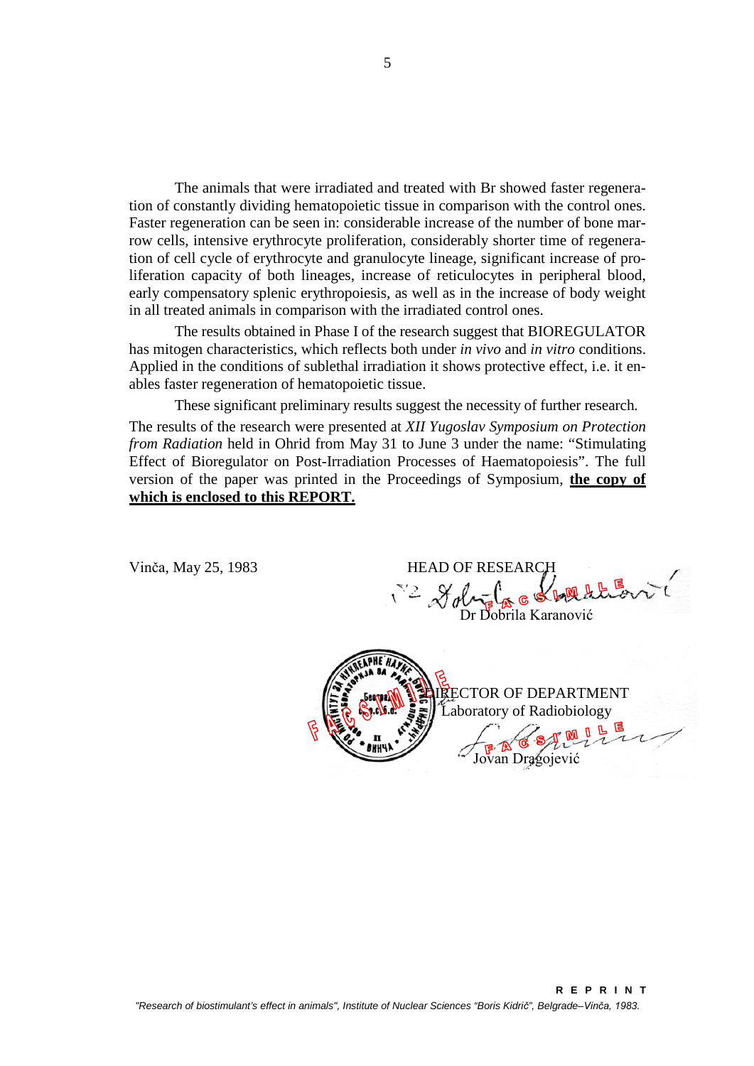The animals that were irradiated and treated with Br showed faster regeneration of constantly dividing hematopoietic tissue in comparison with the control ones. Faster regeneration can be seen in: considerable increase of the number of bone marrow cells, intensive erythrocyte proliferation, considerably shorter time of regeneration of cell cycle of erythrocyte and granulocyte lineage, significant increase of proliferation capacity of both lineages, increase of reticulocytes in peripheral blood, early compensatory splenic erythropoiesis, as well as in the increase of body weight in all treated animals in comparison with the irradiated control ones.

The results obtained in Phase I of the research suggest that BIOREGULATOR has mitogen characteristics, which reflects both under *in vivo* and *in vitro* conditions. Applied in the conditions of sublethal irradiation it shows protective effect, i.e. it enables faster regeneration of hematopoietic tissue.

These significant preliminary results suggest the necessity of further research.

The results of the research were presented at *XII Yugoslav Symposium on Protection from Radiation* held in Ohrid from May 31 to June 3 under the name: "Stimulating Effect of Bioregulator on Post-Irradiation Processes of Haematopoiesis". The full version of the paper was printed in the Proceedings of Symposium, **the copy of which is enclosed to this REPORT.**

Vinča, May 25, 1983

HEAD OF RESEARCH

FACSIMILE

Dr Dobrila Karanović

DIRECTOR OF DEPARTMENT
Laboratory of Radiobiology

FACSIMILE

Jovan Dragojević

REPRINT

*"Research of biostimulant's effect in animals", Institute of Nuclear Sciences "Boris Kidrič", Belgrade–Vinča, 1983.*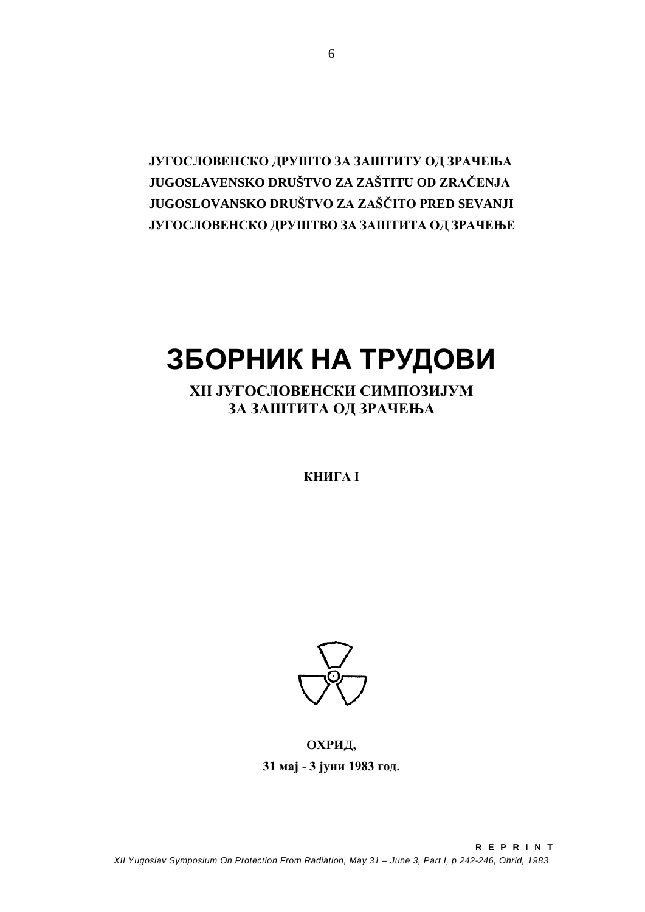**ЈУГОСЛОВЕНСКО ДРУШТО ЗА ЗАШТИТУ ОД ЗРАЧЕЊА**
**JUGOSLAVENSKO DRUŠTVO ZA ZAŠTITU OD ZRAČENJA**
**JUGOSLOVANSKO DRUŠTVO ZA ZAŠČITO PRED SEVANJI**
**ЈУГОСЛОВЕНСКО ДРУШТВО ЗА ЗАШТИТА ОД ЗРАЧЕЊЕ**

# ЗБОРНИК НА ТРУДОВИ

## XII ЈУГОСЛОВЕНСКИ СИМПОЗИЈУМ ЗА ЗАШТИТА ОД ЗРАЧЕЊА

**КНИГА I**

**ОХРИД,**
**31 мај - 3 јуни 1983 год.**

**REPRINT**

*XII Yugoslav Symposium On Protection From Radiation, May 31 – June 3, Part I, p 242-246, Ohrid, 1983*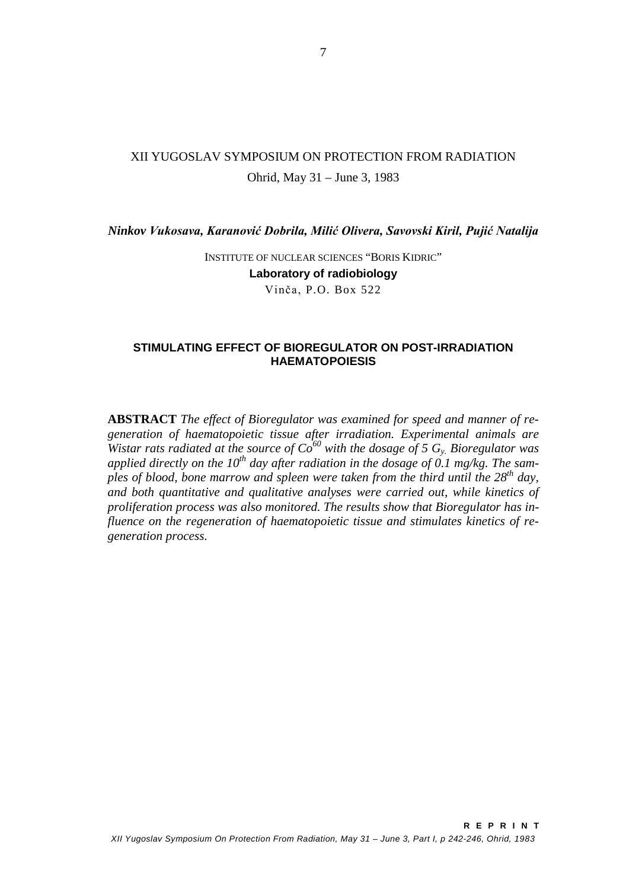XII YUGOSLAV SYMPOSIUM ON PROTECTION FROM RADIATION

Ohrid, May 31 – June 3, 1983

***Ninkov Vukosava, Karanović Dobrila, Milić Olivera, Savovski Kiril, Pujić Natalija***

INSTITUTE OF NUCLEAR SCIENCES "BORIS KIDRIC"

**Laboratory of radiobiology**

Vinča, P.O. Box 522

## STIMULATING EFFECT OF BIOREGULATOR ON POST-IRRADIATION HAEMATOPOIESIS

**ABSTRACT** *The effect of Bioregulator was examined for speed and manner of regeneration of haematopoietic tissue after irradiation. Experimental animals are Wistar rats radiated at the source of $Co^{60}$ with the dosage of 5 $G_{y.}$ Bioregulator was applied directly on the $10^{th}$ day after radiation in the dosage of 0.1 mg/kg. The samples of blood, bone marrow and spleen were taken from the third until the $28^{th}$ day, and both quantitative and qualitative analyses were carried out, while kinetics of proliferation process was also monitored. The results show that Bioregulator has influence on the regeneration of haematopoietic tissue and stimulates kinetics of regeneration process.*

**REPRINT**

*XII Yugoslav Symposium On Protection From Radiation, May 31 – June 3, Part I, p 242-246, Ohrid, 1983*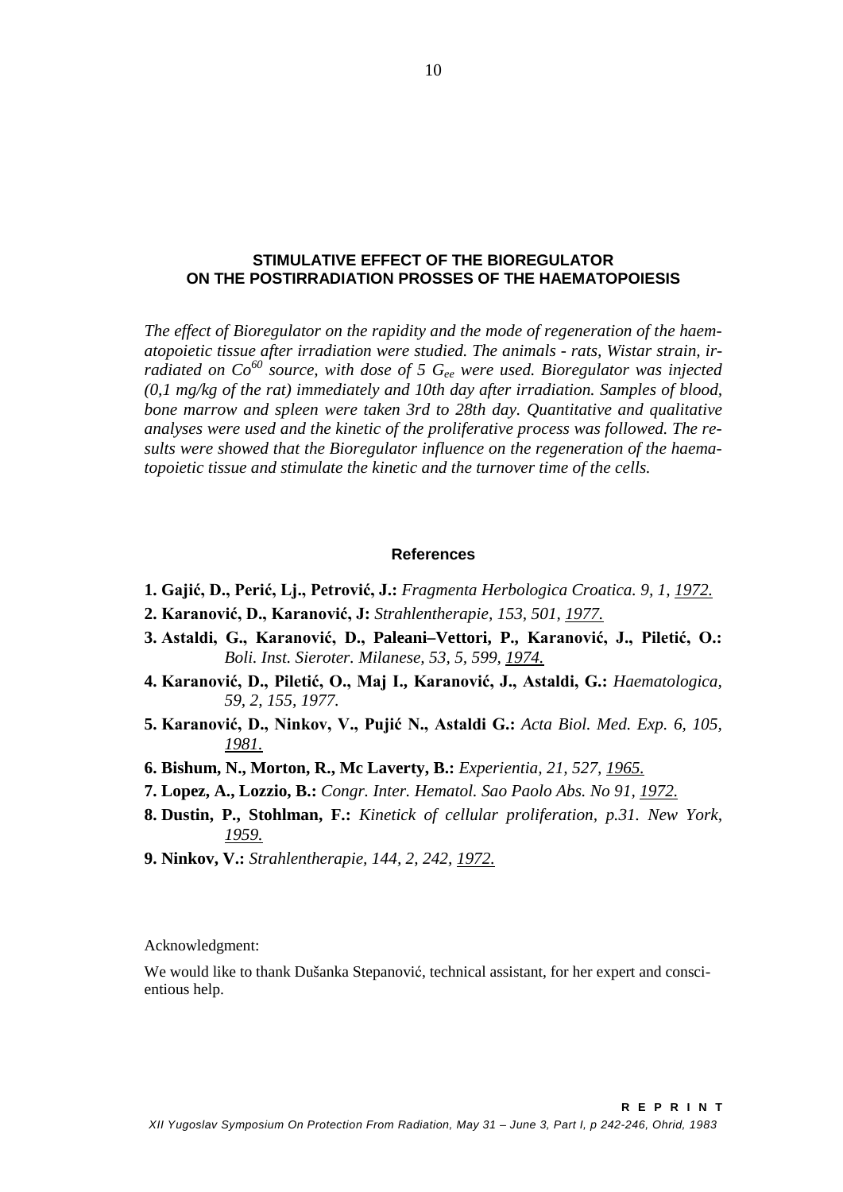## STIMULATIVE EFFECT OF THE BIOREGULATOR ON THE POSTIRRADIATION PROSSES OF THE HAEMATOPOIESIS

*The effect of Bioregulator on the rapidity and the mode of regeneration of the haematopoietic tissue after irradiation were studied. The animals - rats, Wistar strain, irradiated on $Co^{60}$ source, with dose of 5 $G_{ee}$ were used. Bioregulator was injected (0,1 mg/kg of the rat) immediately and 10th day after irradiation. Samples of blood, bone marrow and spleen were taken 3rd to 28th day. Quantitative and qualitative analyses were used and the kinetic of the proliferative process was followed. The results were showed that the Bioregulator influence on the regeneration of the haematopoietic tissue and stimulate the kinetic and the turnover time of the cells.*

### References

1. **Gajić, D., Perić, Lj., Petrović, J.:** *Fragmenta Herbologica Croatica. 9, 1, 1972.*
2. **Karanović, D., Karanović, J:** *Strahlentherapie, 153, 501, 1977.*
3. **Astaldi, G., Karanović, D., Paleani–Vettori, P., Karanović, J., Piletić, O.:** *Boli. Inst. Sieroter. Milanese, 53, 5, 599, 1974.*
4. **Karanović, D., Piletić, O., Maj I., Karanović, J., Astaldi, G.:** *Haematologica, 59, 2, 155, 1977.*
5. **Karanović, D., Ninkov, V., Pujić N., Astaldi G.:** *Acta Biol. Med. Exp. 6, 105, 1981.*
6. **Bishum, N., Morton, R., Mc Laverty, B.:** *Experientia, 21, 527, 1965.*
7. **Lopez, A., Lozzio, B.:** *Congr. Inter. Hematol. Sao Paolo Abs. No 91, 1972.*
8. **Dustin, P., Stohlman, F.:** *Kinetick of cellular proliferation, p.31. New York, 1959.*
9. **Ninkov, V.:** *Strahlentherapie, 144, 2, 242, 1972.*

Acknowledgment:

We would like to thank Dušanka Stepanović, technical assistant, for her expert and conscientious help.

**R E P R I N T**

*XII Yugoslav Symposium On Protection From Radiation, May 31 – June 3, Part I, p 242-246, Ohrid, 1983*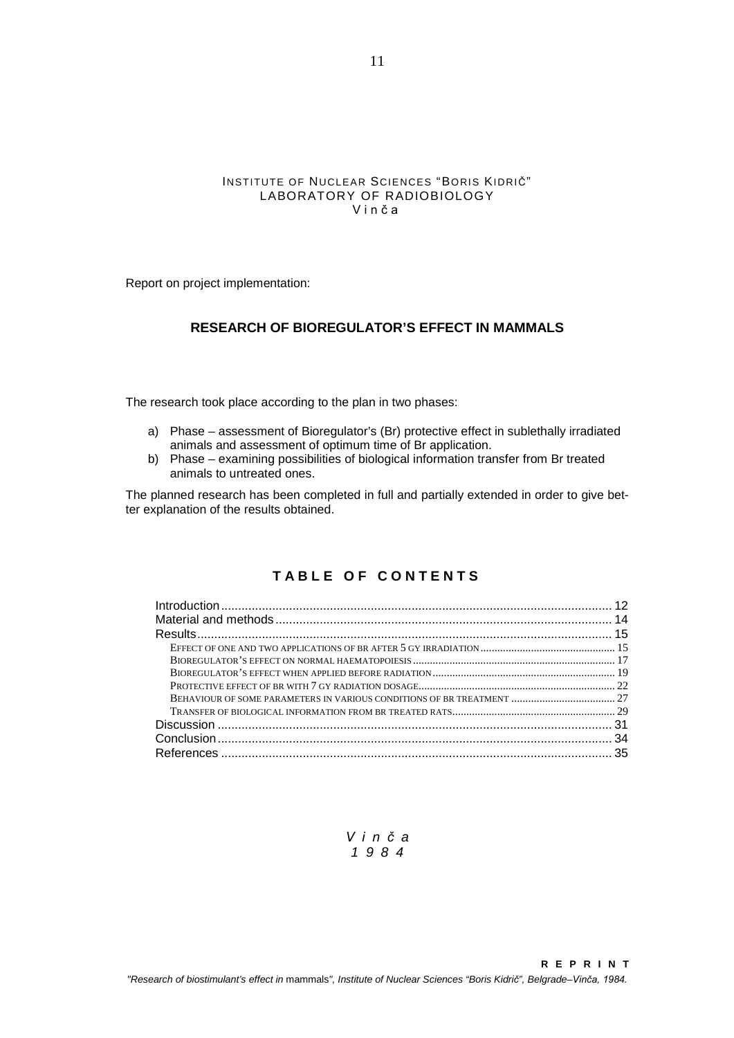INSTITUTE OF NUCLEAR SCIENCES "BORIS KIDRIČ"
LABORATORY OF RADIOBIOLOGY
V i n č a

Report on project implementation:

## RESEARCH OF BIOREGULATOR'S EFFECT IN MAMMALS

The research took place according to the plan in two phases:

a) Phase – assessment of Bioregulator's (Br) protective effect in sublethally irradiated animals and assessment of optimum time of Br application.
b) Phase – examining possibilities of biological information transfer from Br treated animals to untreated ones.

The planned research has been completed in full and partially extended in order to give better explanation of the results obtained.

## TABLE OF CONTENTS

- Introduction .......... 12
- Material and methods .......... 14
- Results .......... 15
  - Effect of one and two applications of Br after 5 Gy irradiation .......... 15
  - Bioregulator's effect on normal haematopoiesis .......... 17
  - Bioregulator's effect when applied before radiation .......... 19
  - Protective effect of Br with 7 Gy radiation dosage .......... 22
  - Behaviour of some parameters in various conditions of Br treatment .......... 27
  - Transfer of biological information from Br treated rats .......... 29
- Discussion .......... 31
- Conclusion .......... 34
- References .......... 35

*V i n č a*
*1 9 8 4*

**R E P R I N T**

*"Research of biostimulant's effect in* mammals*", Institute of Nuclear Sciences "Boris Kidrič", Belgrade–Vinča, 1984.*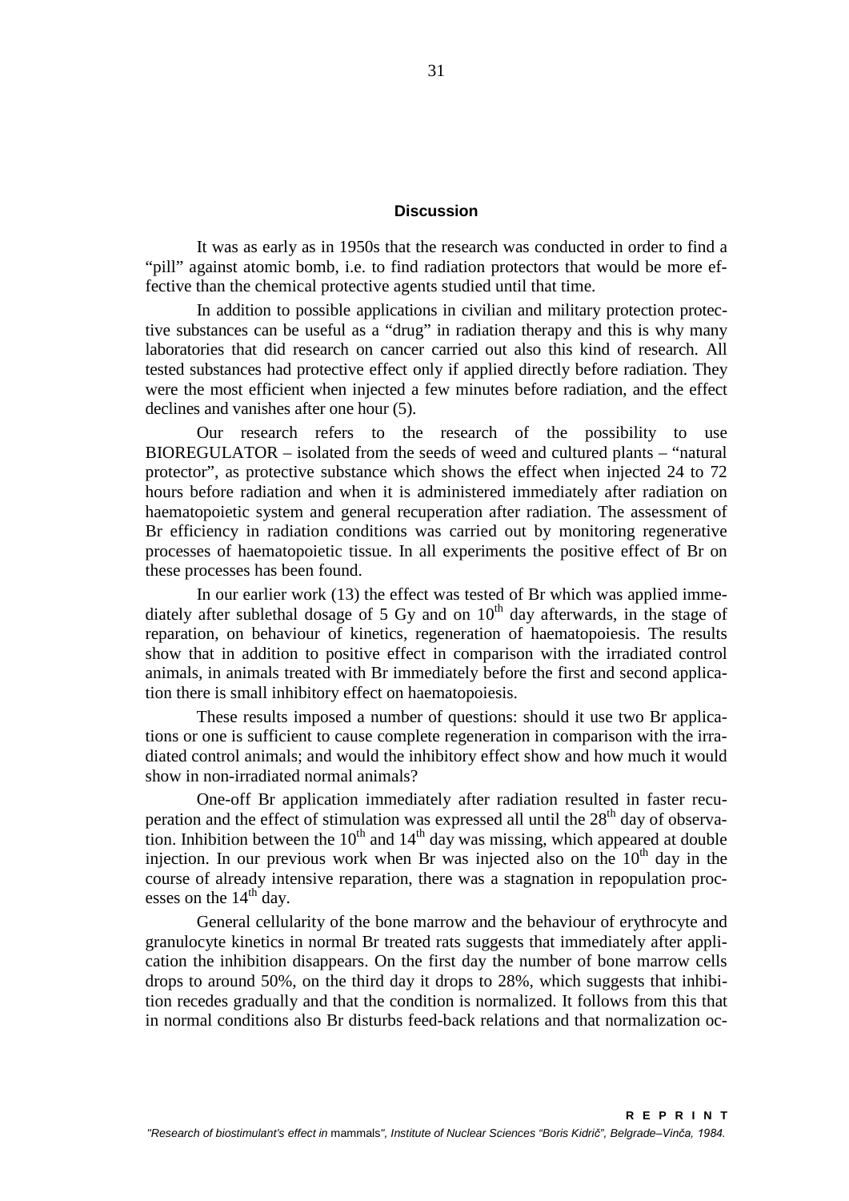## Discussion

It was as early as in 1950s that the research was conducted in order to find a "pill" against atomic bomb, i.e. to find radiation protectors that would be more effective than the chemical protective agents studied until that time.

In addition to possible applications in civilian and military protection protective substances can be useful as a "drug" in radiation therapy and this is why many laboratories that did research on cancer carried out also this kind of research. All tested substances had protective effect only if applied directly before radiation. They were the most efficient when injected a few minutes before radiation, and the effect declines and vanishes after one hour (5).

Our research refers to the research of the possibility to use BIOREGULATOR – isolated from the seeds of weed and cultured plants – "natural protector", as protective substance which shows the effect when injected 24 to 72 hours before radiation and when it is administered immediately after radiation on haematopoietic system and general recuperation after radiation. The assessment of Br efficiency in radiation conditions was carried out by monitoring regenerative processes of haematopoietic tissue. In all experiments the positive effect of Br on these processes has been found.

In our earlier work (13) the effect was tested of Br which was applied immediately after sublethal dosage of 5 Gy and on $10^{th}$ day afterwards, in the stage of reparation, on behaviour of kinetics, regeneration of haematopoiesis. The results show that in addition to positive effect in comparison with the irradiated control animals, in animals treated with Br immediately before the first and second application there is small inhibitory effect on haematopoiesis.

These results imposed a number of questions: should it use two Br applications or one is sufficient to cause complete regeneration in comparison with the irradiated control animals; and would the inhibitory effect show and how much it would show in non-irradiated normal animals?

One-off Br application immediately after radiation resulted in faster recuperation and the effect of stimulation was expressed all until the $28^{th}$ day of observation. Inhibition between the $10^{th}$ and $14^{th}$ day was missing, which appeared at double injection. In our previous work when Br was injected also on the $10^{th}$ day in the course of already intensive reparation, there was a stagnation in repopulation processes on the $14^{th}$ day.

General cellularity of the bone marrow and the behaviour of erythrocyte and granulocyte kinetics in normal Br treated rats suggests that immediately after application the inhibition disappears. On the first day the number of bone marrow cells drops to around 50%, on the third day it drops to 28%, which suggests that inhibition recedes gradually and that the condition is normalized. It follows from this that in normal conditions also Br disturbs feed-back relations and that normalization oc-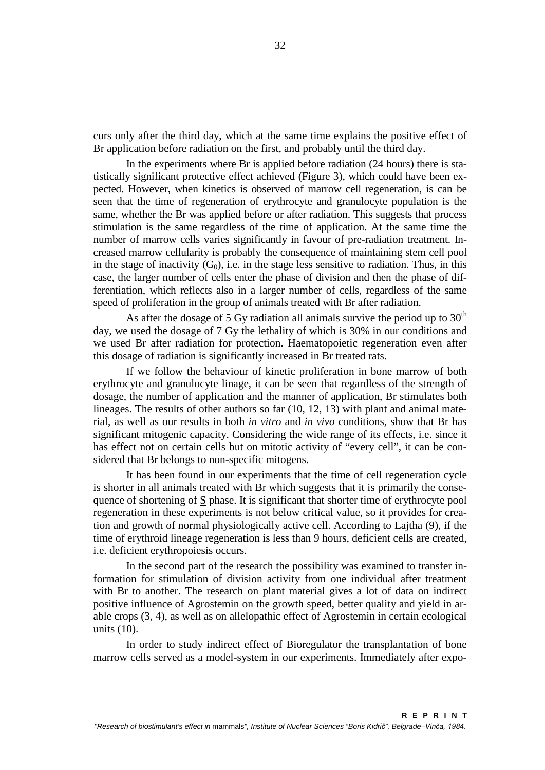curs only after the third day, which at the same time explains the positive effect of Br application before radiation on the first, and probably until the third day.

In the experiments where Br is applied before radiation (24 hours) there is statistically significant protective effect achieved (Figure 3), which could have been expected. However, when kinetics is observed of marrow cell regeneration, is can be seen that the time of regeneration of erythrocyte and granulocyte population is the same, whether the Br was applied before or after radiation. This suggests that process stimulation is the same regardless of the time of application. At the same time the number of marrow cells varies significantly in favour of pre-radiation treatment. Increased marrow cellularity is probably the consequence of maintaining stem cell pool in the stage of inactivity ($G_0$), i.e. in the stage less sensitive to radiation. Thus, in this case, the larger number of cells enter the phase of division and then the phase of differentiation, which reflects also in a larger number of cells, regardless of the same speed of proliferation in the group of animals treated with Br after radiation.

As after the dosage of 5 Gy radiation all animals survive the period up to $30^{th}$ day, we used the dosage of 7 Gy the lethality of which is 30% in our conditions and we used Br after radiation for protection. Haematopoietic regeneration even after this dosage of radiation is significantly increased in Br treated rats.

If we follow the behaviour of kinetic proliferation in bone marrow of both erythrocyte and granulocyte linage, it can be seen that regardless of the strength of dosage, the number of application and the manner of application, Br stimulates both lineages. The results of other authors so far (10, 12, 13) with plant and animal material, as well as our results in both *in vitro* and *in vivo* conditions, show that Br has significant mitogenic capacity. Considering the wide range of its effects, i.e. since it has effect not on certain cells but on mitotic activity of "every cell", it can be considered that Br belongs to non-specific mitogens.

It has been found in our experiments that the time of cell regeneration cycle is shorter in all animals treated with Br which suggests that it is primarily the consequence of shortening of S phase. It is significant that shorter time of erythrocyte pool regeneration in these experiments is not below critical value, so it provides for creation and growth of normal physiologically active cell. According to Lajtha (9), if the time of erythroid lineage regeneration is less than 9 hours, deficient cells are created, i.e. deficient erythropoiesis occurs.

In the second part of the research the possibility was examined to transfer information for stimulation of division activity from one individual after treatment with Br to another. The research on plant material gives a lot of data on indirect positive influence of Agrostemin on the growth speed, better quality and yield in arable crops (3, 4), as well as on allelopathic effect of Agrostemin in certain ecological units (10).

In order to study indirect effect of Bioregulator the transplantation of bone marrow cells served as a model-system in our experiments. Immediately after expo-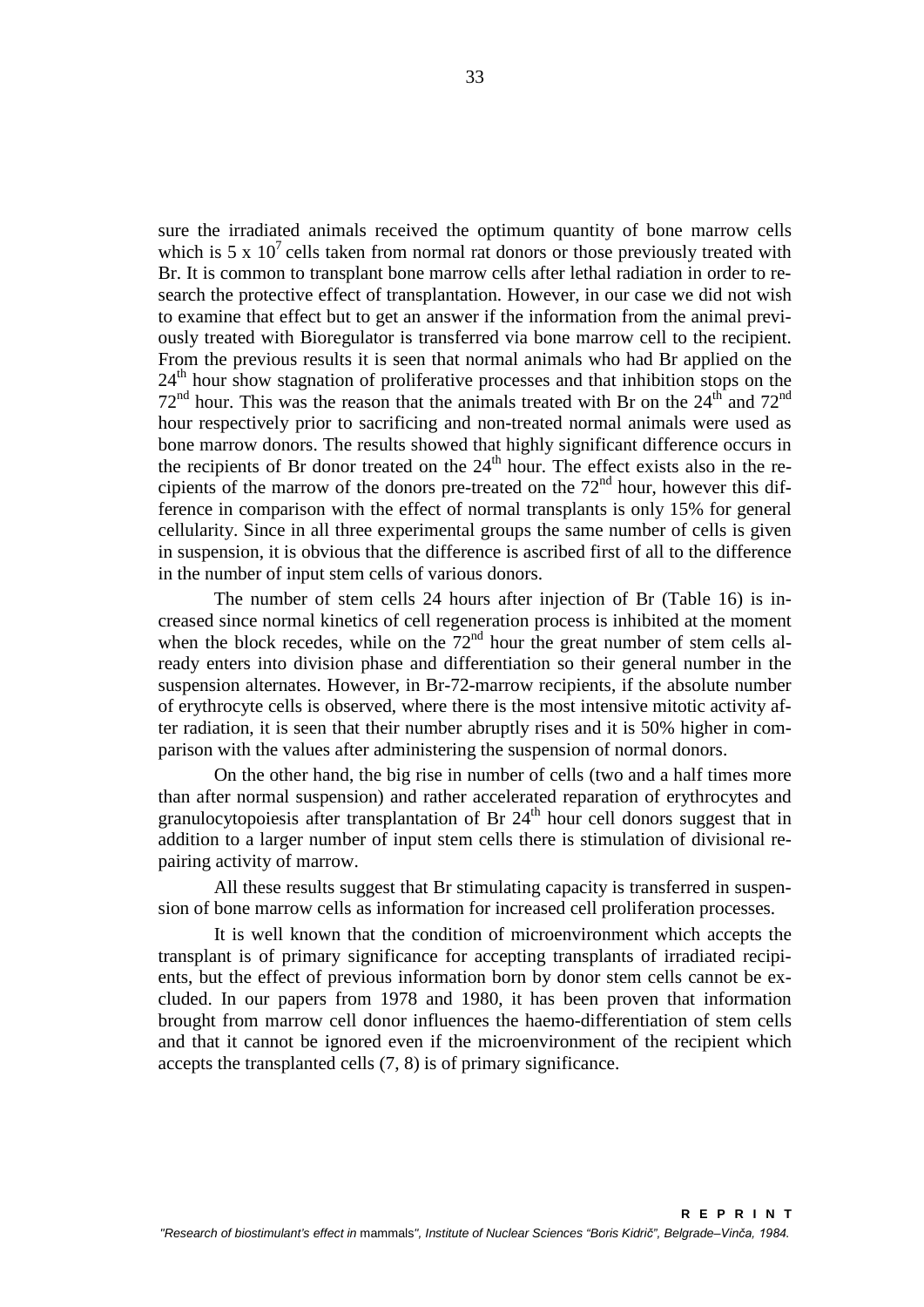sure the irradiated animals received the optimum quantity of bone marrow cells which is 5 x $10^7$ cells taken from normal rat donors or those previously treated with Br. It is common to transplant bone marrow cells after lethal radiation in order to research the protective effect of transplantation. However, in our case we did not wish to examine that effect but to get an answer if the information from the animal previously treated with Bioregulator is transferred via bone marrow cell to the recipient. From the previous results it is seen that normal animals who had Br applied on the $24^{th}$ hour show stagnation of proliferative processes and that inhibition stops on the $72^{nd}$ hour. This was the reason that the animals treated with Br on the $24^{th}$ and $72^{nd}$ hour respectively prior to sacrificing and non-treated normal animals were used as bone marrow donors. The results showed that highly significant difference occurs in the recipients of Br donor treated on the $24^{th}$ hour. The effect exists also in the recipients of the marrow of the donors pre-treated on the $72^{nd}$ hour, however this difference in comparison with the effect of normal transplants is only 15% for general cellularity. Since in all three experimental groups the same number of cells is given in suspension, it is obvious that the difference is ascribed first of all to the difference in the number of input stem cells of various donors.

The number of stem cells 24 hours after injection of Br (Table 16) is increased since normal kinetics of cell regeneration process is inhibited at the moment when the block recedes, while on the $72^{nd}$ hour the great number of stem cells already enters into division phase and differentiation so their general number in the suspension alternates. However, in Br-72-marrow recipients, if the absolute number of erythrocyte cells is observed, where there is the most intensive mitotic activity after radiation, it is seen that their number abruptly rises and it is 50% higher in comparison with the values after administering the suspension of normal donors.

On the other hand, the big rise in number of cells (two and a half times more than after normal suspension) and rather accelerated reparation of erythrocytes and granulocytopoiesis after transplantation of Br $24^{th}$ hour cell donors suggest that in addition to a larger number of input stem cells there is stimulation of divisional repairing activity of marrow.

All these results suggest that Br stimulating capacity is transferred in suspension of bone marrow cells as information for increased cell proliferation processes.

It is well known that the condition of microenvironment which accepts the transplant is of primary significance for accepting transplants of irradiated recipients, but the effect of previous information born by donor stem cells cannot be excluded. In our papers from 1978 and 1980, it has been proven that information brought from marrow cell donor influences the haemo-differentiation of stem cells and that it cannot be ignored even if the microenvironment of the recipient which accepts the transplanted cells (7, 8) is of primary significance.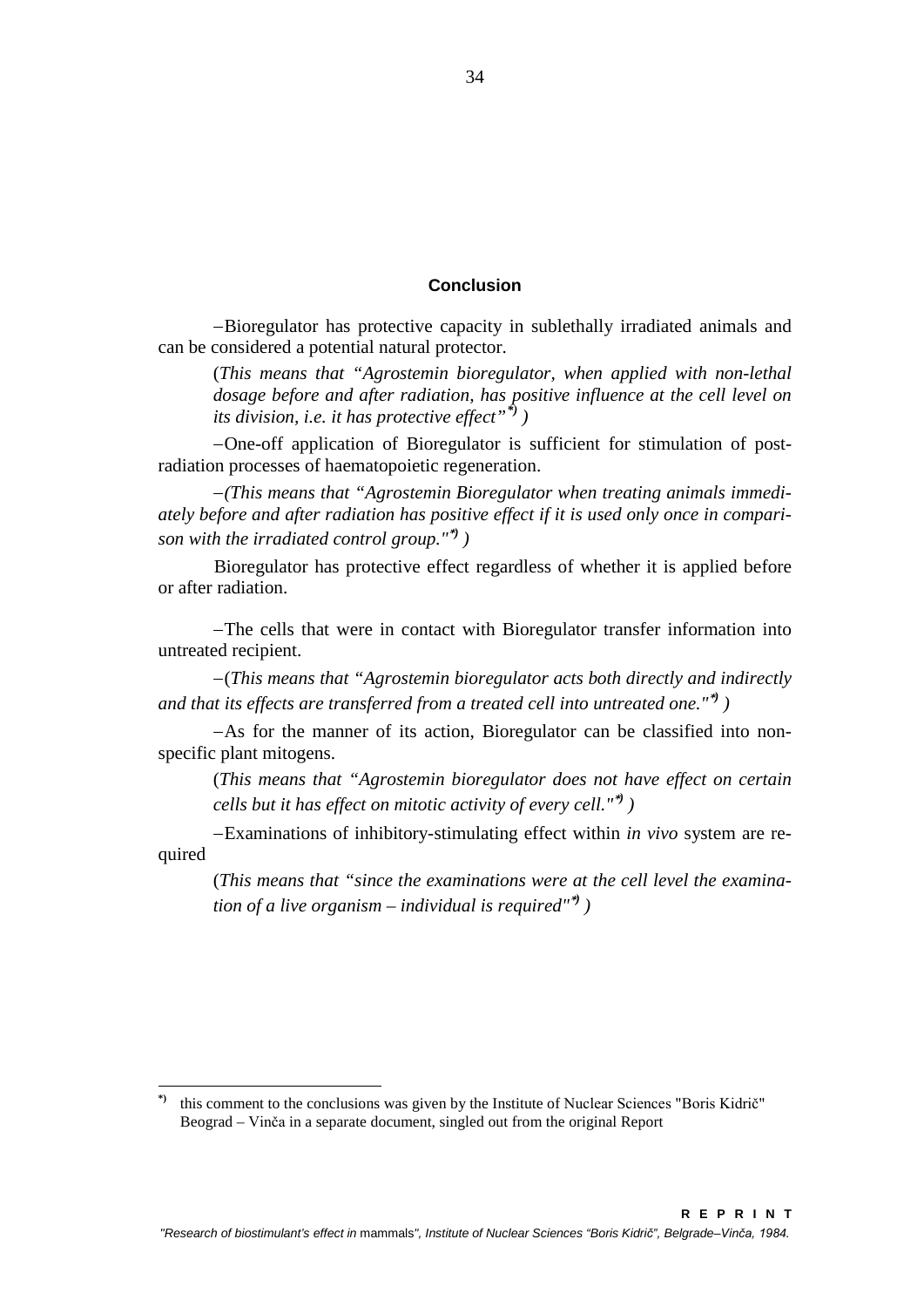## Conclusion

−Bioregulator has protective capacity in sublethally irradiated animals and can be considered a potential natural protector.

(*This means that "Agrostemin bioregulator, when applied with non-lethal dosage before and after radiation, has positive influence at the cell level on its division, i.e. it has protective effect"*\*) )

−One-off application of Bioregulator is sufficient for stimulation of post-radiation processes of haematopoietic regeneration.

−*(This means that "Agrostemin Bioregulator when treating animals immediately before and after radiation has positive effect if it is used only once in comparison with the irradiated control group."*\*) )

Bioregulator has protective effect regardless of whether it is applied before or after radiation.

−The cells that were in contact with Bioregulator transfer information into untreated recipient.

−(*This means that "Agrostemin bioregulator acts both directly and indirectly and that its effects are transferred from a treated cell into untreated one."*\*) )

−As for the manner of its action, Bioregulator can be classified into non-specific plant mitogens.

(*This means that "Agrostemin bioregulator does not have effect on certain cells but it has effect on mitotic activity of every cell."*\*) )

−Examinations of inhibitory-stimulating effect within *in vivo* system are required

(*This means that "since the examinations were at the cell level the examination of a live organism – individual is required"*\*) )

---

\*) this comment to the conclusions was given by the Institute of Nuclear Sciences "Boris Kidrič" Beograd – Vinča in a separate document, singled out from the original Report

**R E P R I N T**

*"Research of biostimulant's effect in* mammals*", Institute of Nuclear Sciences "Boris Kidrič", Belgrade–Vinča, 1984.*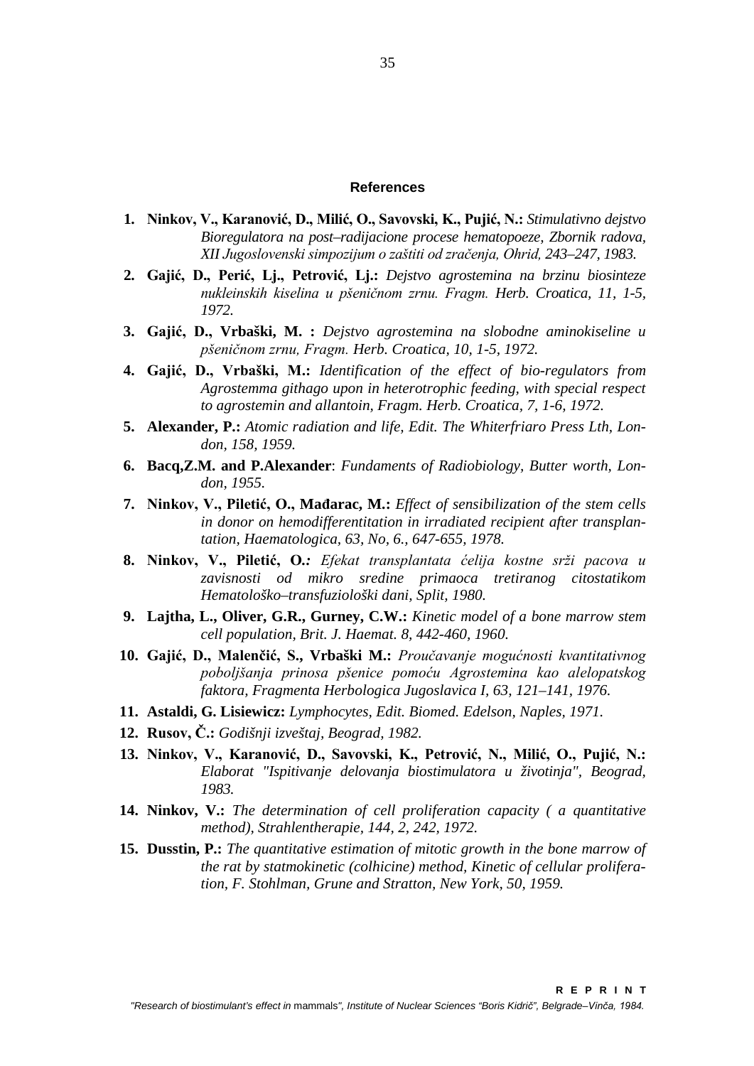## References

1. **Ninkov, V., Karanović, D., Milić, O., Savovski, K., Pujić, N.:** *Stimulativno dejstvo Bioregulatora na post–radijacione procese hematopoeze, Zbornik radova, XII Jugoslovenski simpozijum o zaštiti od zračenja, Ohrid, 243–247, 1983.*
2. **Gajić, D., Perić, Lj., Petrović, Lj.:** *Dejstvo agrostemina na brzinu biosinteze nukleinskih kiselina u pšeničnom zrnu. Fragm. Herb. Croatica, 11, 1-5, 1972.*
3. **Gajić, D., Vrbaški, M. :** *Dejstvo agrostemina na slobodne aminokiseline u pšeničnom zrnu, Fragm. Herb. Croatica, 10, 1-5, 1972.*
4. **Gajić, D., Vrbaški, M.:** *Identification of the effect of bio-regulators from Agrostemma githago upon in heterotrophic feeding, with special respect to agrostemin and allantoin, Fragm. Herb. Croatica, 7, 1-6, 1972.*
5. **Alexander, P.:** *Atomic radiation and life, Edit. The Whiterfriaro Press Lth, London, 158, 1959.*
6. **Bacq,Z.M. and P.Alexander**: *Fundaments of Radiobiology, Butter worth, London, 1955.*
7. **Ninkov, V., Piletić, O., Mađarac, M.:** *Effect of sensibilization of the stem cells in donor on hemodifferentitation in irradiated recipient after transplantation, Haematologica, 63, No, 6., 647-655, 1978.*
8. **Ninkov, V., Piletić, O.:** *Efekat transplantata ćelija kostne srži pacova u zavisnosti od mikro sredine primaoca tretiranog citostatikom Hematološko–transfuziološki dani, Split, 1980.*
9. **Lajtha, L., Oliver, G.R., Gurney, C.W.:** *Kinetic model of a bone marrow stem cell population, Brit. J. Haemat. 8, 442-460, 1960.*
10. **Gajić, D., Malenčić, S., Vrbaški M.:** *Proučavanje mogućnosti kvantitativnog poboljšanja prinosa pšenice pomoću Agrostemina kao alelopatskog faktora, Fragmenta Herbologica Jugoslavica I, 63, 121–141, 1976.*
11. **Astaldi, G. Lisiewicz:** *Lymphocytes, Edit. Biomed. Edelson, Naples, 1971.*
12. **Rusov, Č.:** *Godišnji izveštaj, Beograd, 1982.*
13. **Ninkov, V., Karanović, D., Savovski, K., Petrović, N., Milić, O., Pujić, N.:** *Elaborat "Ispitivanje delovanja biostimulatora u životinja", Beograd, 1983.*
14. **Ninkov, V.:** *The determination of cell proliferation capacity ( a quantitative method), Strahlentherapie, 144, 2, 242, 1972.*
15. **Dusstin, P.:** *The quantitative estimation of mitotic growth in the bone marrow of the rat by statmokinetic (colhicine) method, Kinetic of cellular proliferation, F. Stohlman, Grune and Stratton, New York, 50, 1959.*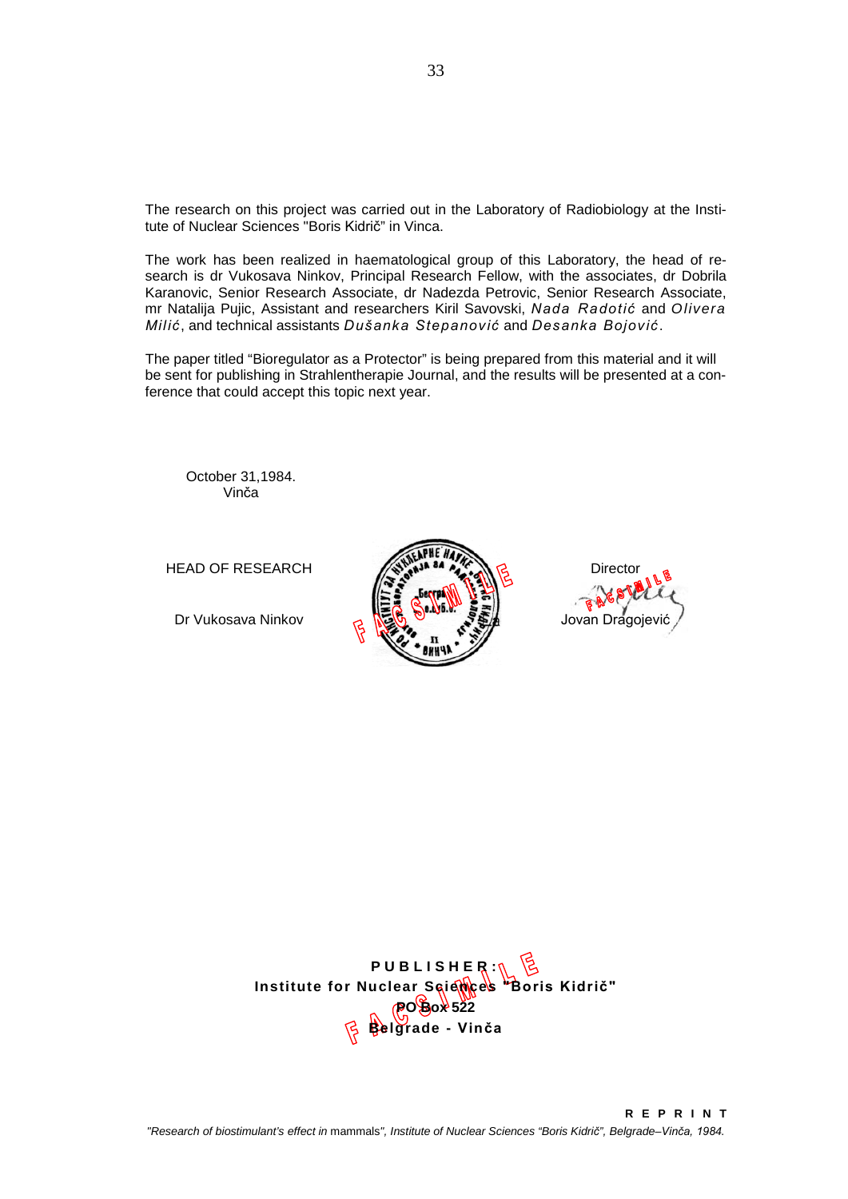The research on this project was carried out in the Laboratory of Radiobiology at the Institute of Nuclear Sciences "Boris Kidrič" in Vinca.

The work has been realized in haematological group of this Laboratory, the head of research is dr Vukosava Ninkov, Principal Research Fellow, with the associates, dr Dobrila Karanovic, Senior Research Associate, dr Nadezda Petrovic, Senior Research Associate, mr Natalija Pujic, Assistant and researchers Kiril Savovski, *Nada Radotić* and *Olivera Milić*, and technical assistants *Dušanka Stepanović* and *Desanka Bojović*.

The paper titled "Bioregulator as a Protector" is being prepared from this material and it will be sent for publishing in Strahlentherapie Journal, and the results will be presented at a conference that could accept this topic next year.

October 31,1984.
Vinča

HEAD OF RESEARCH

Dr Vukosava Ninkov

Director

Jovan Dragojević

FACSIMILE

**PUBLISHER:**
**Institute for Nuclear Sciences "Boris Kidrič"**
**PO Box 522**
**Belgrade - Vinča**

**REPRINT**

*"Research of biostimulant's effect in* mammals*", Institute of Nuclear Sciences "Boris Kidrič", Belgrade–Vinča, 1984.*